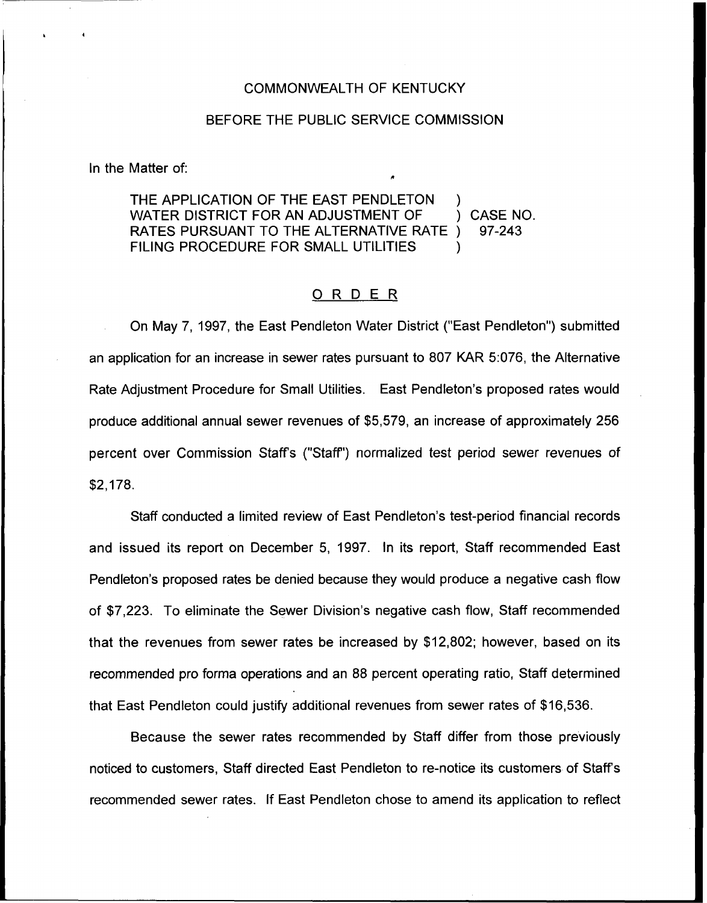COMMONWEALTH OF KENTUCKY

BEFORE THE PUBLIC SERVICE COMMISSION

In the Matter of:

THE APPLICATION OF THE EAST PENDLETON WATER DISTRICT FOR AN ADJUSTMENT OF RATES PURSUANT TO THE ALTERNATIVE RATE FILING PROCEDURE FOR SMALL UTILITIES ) CASE NO. 97-243

## ORDER

On May 7, 1997, the East Pendleton Water District ("East Pendleton") submitted an application for an increase in sewer rates pursuant to 807 KAR 5:076, the Alternative Rate Adjustment Procedure for Small Utilities. East Pendleton's proposed rates would produce additional annual sewer revenues of $5,579, an increase of approximately 256 percent over Commission Staff's ("Staff") normalized test period sewer revenues of $2,178.

Staff conducted a limited review of East Pendleton's test-period financial records and issued its report on December 5, 1997. In its report, Staff recommended East Pendleton's proposed rates be denied because they would produce a negative cash flow of $7,223. To eliminate the Sewer Division's negative cash flow, Staff recommended that the revenues from sewer rates be increased by $12,802; however, based on its recommended pro forma operations and an 88 percent operating ratio, Staff determined that East Pendleton could justify additional revenues from sewer rates of $16,536.

Because the sewer rates recommended by Staff differ from those previously noticed to customers, Staff directed East Pendleton to re-notice its customers of Staff's recommended sewer rates. If East Pendleton chose to amend its application to reflect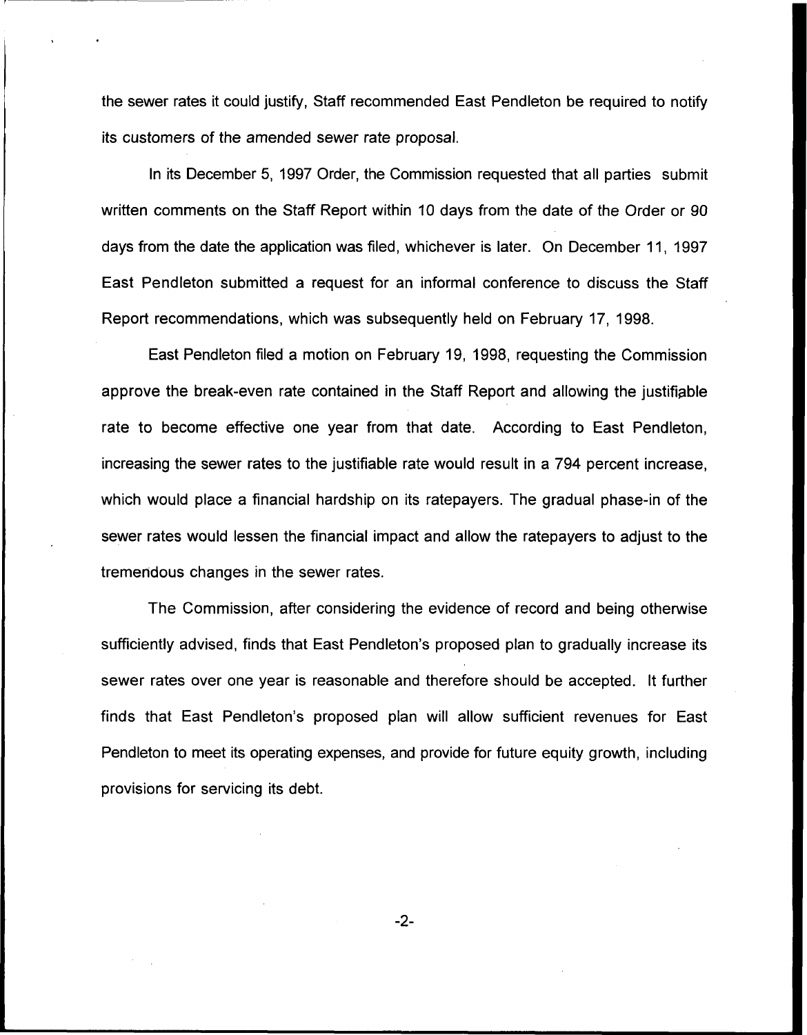the sewer rates it could justify, Staff recommended East Pendleton be required to notify its customers of the amended sewer rate proposal.

In its December 5, 1997 Order, the Commission requested that all parties submit written comments on the Staff Report within 10 days from the date of the Order or 90 days from the date the application was filed, whichever is later. On December 11, 1997 East Pendleton submitted a request for an informal conference to discuss the Staff Report recommendations, which was subsequently held on February 17, 1998.

East Pendleton filed a motion on February 19, 1998, requesting the Commission approve the break-even rate contained in the Staff Report and allowing the justifiable rate to become effective one year from that date. According to East Pendleton, increasing the sewer rates to the justifiable rate would result in a 794 percent increase, which would place a financial hardship on its ratepayers. The gradual phase-in of the sewer rates would lessen the financial impact and allow the ratepayers to adjust to the tremendous changes in the sewer rates.

The Commission, after considering the evidence of record and being otherwise sufficiently advised, finds that East Pendleton's proposed plan to gradually increase its sewer rates over one year is reasonable and therefore should be accepted. It further finds that East Pendleton's proposed plan will allow sufficient revenues for East Pendleton to meet its operating expenses, and provide for future equity growth, including provisions for servicing its debt.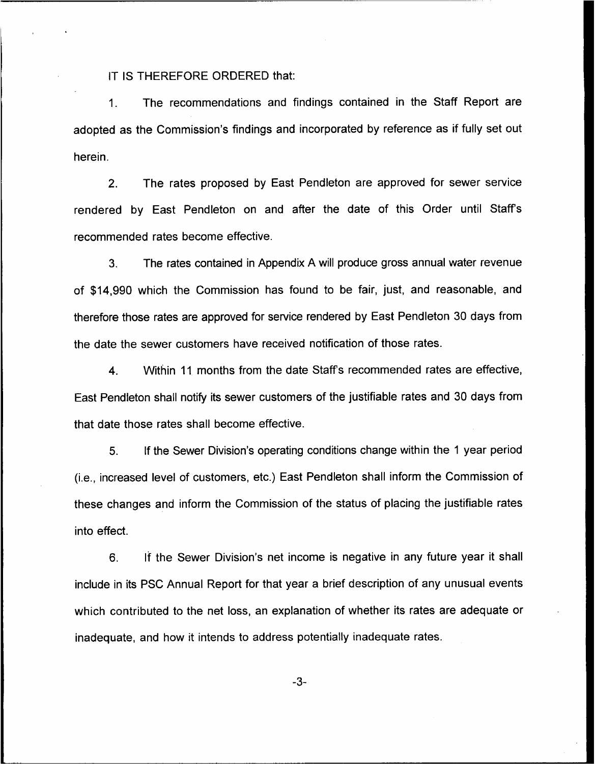IT IS THEREFORE ORDERED that:

1. The recommendations and findings contained in the Staff Report are adopted as the Commission's findings and incorporated by reference as if fully set out herein.

2. The rates proposed by East Pendleton are approved for sewer service rendered by East Pendleton on and after the date of this Order until Staff's recommended rates become effective.

3. The rates contained in Appendix A will produce gross annual water revenue of $14,990 which the Commission has found to be fair, just, and reasonable, and therefore those rates are approved for service rendered by East Pendleton 30 days from the date the sewer customers have received notification of those rates.

4. Within 11 months from the date Staff's recommended rates are effective, East Pendleton shall notify its sewer customers of the justifiable rates and 30 days from that date those rates shall become effective.

5. If the Sewer Division's operating conditions change within the 1 year period (i.e., increased level of customers, etc.) East Pendleton shall inform the Commission of these changes and inform the Commission of the status of placing the justifiable rates into effect.

6. If the Sewer Division's net income is negative in any future year it shall include in its PSC Annual Report for that year a brief description of any unusual events which contributed to the net loss, an explanation of whether its rates are adequate or inadequate, and how it intends to address potentially inadequate rates.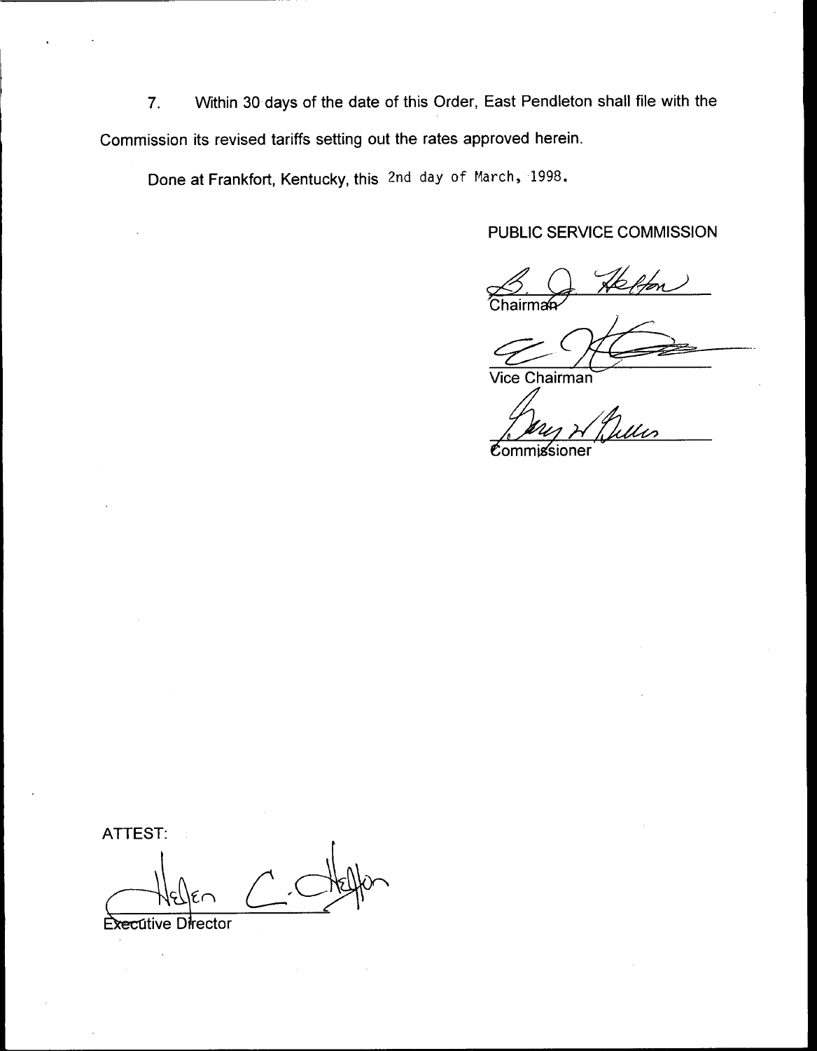7. Within 30 days of the date of this Order, East Pendleton shall file with the Commission its revised tariffs setting out the rates approved herein.

Done at Frankfort, Kentucky, this 2nd day of March, 1998.

PUBLIC SERVICE COMMISSION

Chairman

Vice Chairman

Commissioner

ATTEST:

Executive Director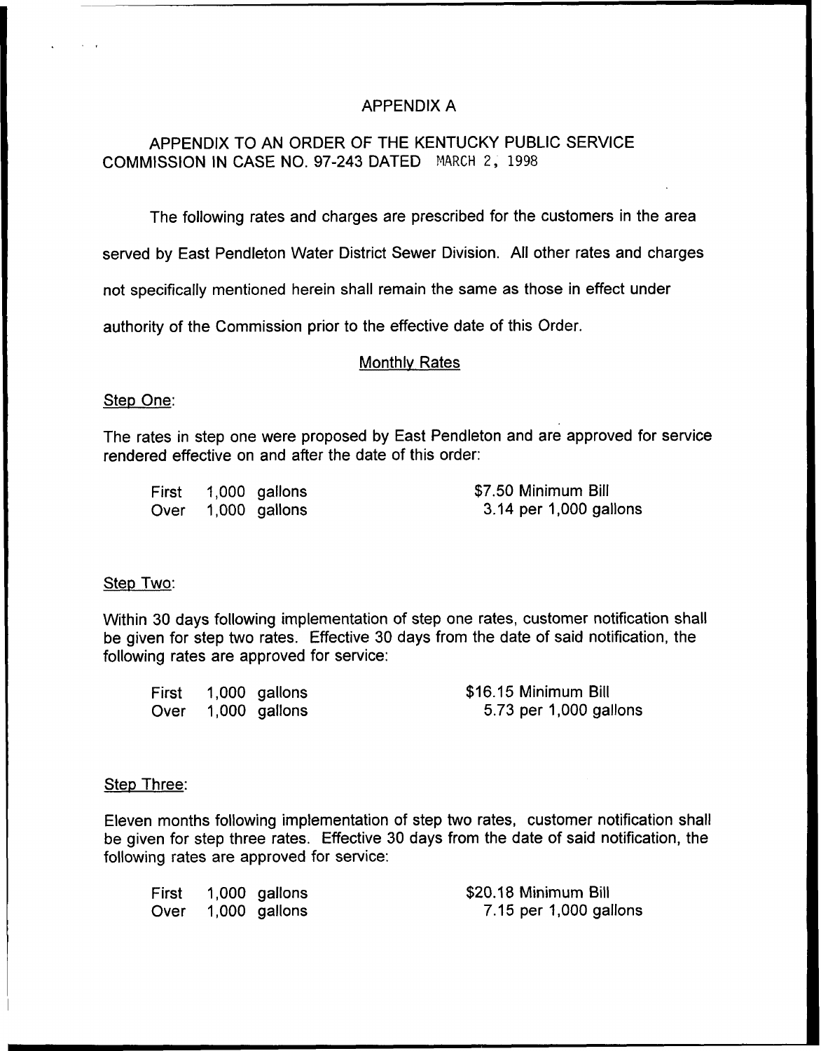# APPENDIX A

## APPENDIX TO AN ORDER OF THE KENTUCKY PUBLIC SERVICE COMMISSION IN CASE NO. 97-243 DATED MARCH 2, 1998

The following rates and charges are prescribed for the customers in the area served by East Pendleton Water District Sewer Division. All other rates and charges not specifically mentioned herein shall remain the same as those in effect under authority of the Commission prior to the effective date of this Order.

### Monthly Rates

Step One:

The rates in step one were proposed by East Pendleton and are approved for service rendered effective on and after the date of this order:

| | | |
|---|---|---|
| First | 1,000 gallons | $7.50 Minimum Bill |
| Over | 1,000 gallons | 3.14 per 1,000 gallons |

Step Two:

Within 30 days following implementation of step one rates, customer notification shall be given for step two rates. Effective 30 days from the date of said notification, the following rates are approved for service:

| | | |
|---|---|---|
| First | 1,000 gallons | $16.15 Minimum Bill |
| Over | 1,000 gallons | 5.73 per 1,000 gallons |

Step Three:

Eleven months following implementation of step two rates, customer notification shall be given for step three rates. Effective 30 days from the date of said notification, the following rates are approved for service:

| | | |
|---|---|---|
| First | 1,000 gallons | $20.18 Minimum Bill |
| Over | 1,000 gallons | 7.15 per 1,000 gallons |